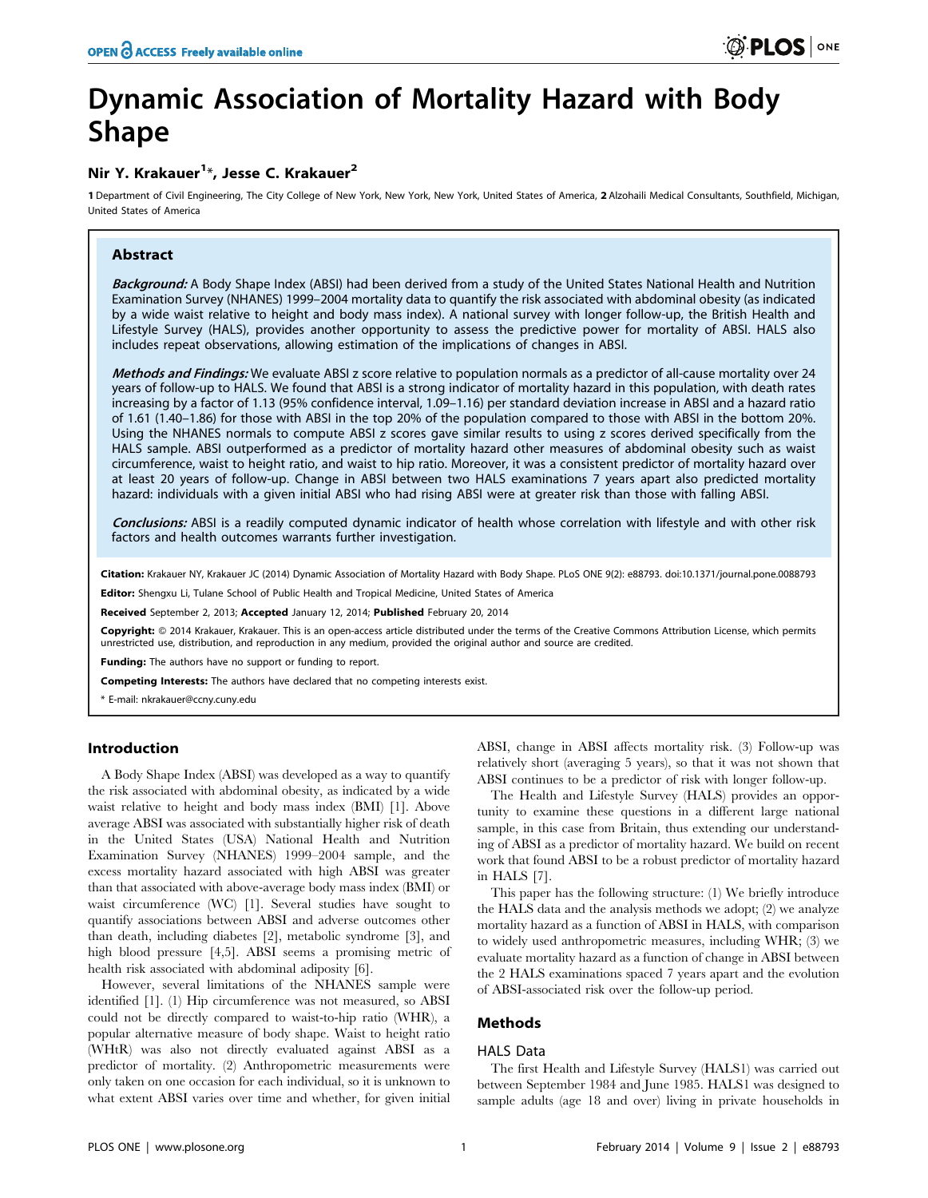# Dynamic Association of Mortality Hazard with Body Shape

**Nir Y. Krakauer[1]*, Jesse C. Krakauer[2]**

1 Department of Civil Engineering, The City College of New York, New York, New York, United States of America, 2 Alzohaili Medical Consultants, Southfield, Michigan, United States of America

## Abstract

***Background:*** A Body Shape Index (ABSI) had been derived from a study of the United States National Health and Nutrition Examination Survey (NHANES) 1999–2004 mortality data to quantify the risk associated with abdominal obesity (as indicated by a wide waist relative to height and body mass index). A national survey with longer follow-up, the British Health and Lifestyle Survey (HALS), provides another opportunity to assess the predictive power for mortality of ABSI. HALS also includes repeat observations, allowing estimation of the implications of changes in ABSI.

***Methods and Findings:*** We evaluate ABSI z score relative to population normals as a predictor of all-cause mortality over 24 years of follow-up to HALS. We found that ABSI is a strong indicator of mortality hazard in this population, with death rates increasing by a factor of 1.13 (95% confidence interval, 1.09–1.16) per standard deviation increase in ABSI and a hazard ratio of 1.61 (1.40–1.86) for those with ABSI in the top 20% of the population compared to those with ABSI in the bottom 20%. Using the NHANES normals to compute ABSI z scores gave similar results to using z scores derived specifically from the HALS sample. ABSI outperformed as a predictor of mortality hazard other measures of abdominal obesity such as waist circumference, waist to height ratio, and waist to hip ratio. Moreover, it was a consistent predictor of mortality hazard over at least 20 years of follow-up. Change in ABSI between two HALS examinations 7 years apart also predicted mortality hazard: individuals with a given initial ABSI who had rising ABSI were at greater risk than those with falling ABSI.

***Conclusions:*** ABSI is a readily computed dynamic indicator of health whose correlation with lifestyle and with other risk factors and health outcomes warrants further investigation.

**Citation:** Krakauer NY, Krakauer JC (2014) Dynamic Association of Mortality Hazard with Body Shape. PLoS ONE 9(2): e88793. doi:10.1371/journal.pone.0088793

**Editor:** Shengxu Li, Tulane School of Public Health and Tropical Medicine, United States of America

**Received** September 2, 2013; **Accepted** January 12, 2014; **Published** February 20, 2014

**Copyright:** © 2014 Krakauer, Krakauer. This is an open-access article distributed under the terms of the Creative Commons Attribution License, which permits unrestricted use, distribution, and reproduction in any medium, provided the original author and source are credited.

**Funding:** The authors have no support or funding to report.

**Competing Interests:** The authors have declared that no competing interests exist.

\* E-mail: nkrakauer@ccny.cuny.edu

## Introduction

A Body Shape Index (ABSI) was developed as a way to quantify the risk associated with abdominal obesity, as indicated by a wide waist relative to height and body mass index (BMI) [1]. Above average ABSI was associated with substantially higher risk of death in the United States (USA) National Health and Nutrition Examination Survey (NHANES) 1999–2004 sample, and the excess mortality hazard associated with high ABSI was greater than that associated with above-average body mass index (BMI) or waist circumference (WC) [1]. Several studies have sought to quantify associations between ABSI and adverse outcomes other than death, including diabetes [2], metabolic syndrome [3], and high blood pressure [4,5]. ABSI seems a promising metric of health risk associated with abdominal adiposity [6].

However, several limitations of the NHANES sample were identified [1]. (1) Hip circumference was not measured, so ABSI could not be directly compared to waist-to-hip ratio (WHR), a popular alternative measure of body shape. Waist to height ratio (WHtR) was also not directly evaluated against ABSI as a predictor of mortality. (2) Anthropometric measurements were only taken on one occasion for each individual, so it is unknown to what extent ABSI varies over time and whether, for given initial ABSI, change in ABSI affects mortality risk. (3) Follow-up was relatively short (averaging 5 years), so that it was not shown that ABSI continues to be a predictor of risk with longer follow-up.

The Health and Lifestyle Survey (HALS) provides an opportunity to examine these questions in a different large national sample, in this case from Britain, thus extending our understanding of ABSI as a predictor of mortality hazard. We build on recent work that found ABSI to be a robust predictor of mortality hazard in HALS [7].

This paper has the following structure: (1) We briefly introduce the HALS data and the analysis methods we adopt; (2) we analyze mortality hazard as a function of ABSI in HALS, with comparison to widely used anthropometric measures, including WHR; (3) we evaluate mortality hazard as a function of change in ABSI between the 2 HALS examinations spaced 7 years apart and the evolution of ABSI-associated risk over the follow-up period.

## Methods

### HALS Data

The first Health and Lifestyle Survey (HALS1) was carried out between September 1984 and June 1985. HALS1 was designed to sample adults (age 18 and over) living in private households in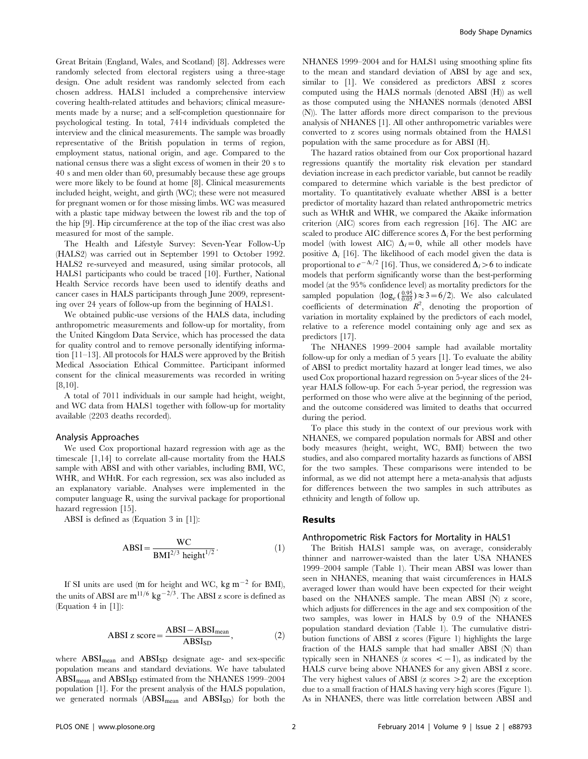Great Britain (England, Wales, and Scotland) [8]. Addresses were randomly selected from electoral registers using a three-stage design. One adult resident was randomly selected from each chosen address. HALS1 included a comprehensive interview covering health-related attitudes and behaviors; clinical measurements made by a nurse; and a self-completion questionnaire for psychological testing. In total, 7414 individuals completed the interview and the clinical measurements. The sample was broadly representative of the British population in terms of region, employment status, national origin, and age. Compared to the national census there was a slight excess of women in their 20 s to 40 s and men older than 60, presumably because these age groups were more likely to be found at home [8]. Clinical measurements included height, weight, and girth (WC); these were not measured for pregnant women or for those missing limbs. WC was measured with a plastic tape midway between the lowest rib and the top of the hip [9]. Hip circumference at the top of the iliac crest was also measured for most of the sample.

The Health and Lifestyle Survey: Seven-Year Follow-Up (HALS2) was carried out in September 1991 to October 1992. HALS2 re-surveyed and measured, using similar protocols, all HALS1 participants who could be traced [10]. Further, National Health Service records have been used to identify deaths and cancer cases in HALS participants through June 2009, representing over 24 years of follow-up from the beginning of HALS1.

We obtained public-use versions of the HALS data, including anthropometric measurements and follow-up for mortality, from the United Kingdom Data Service, which has processed the data for quality control and to remove personally identifying information [11–13]. All protocols for HALS were approved by the British Medical Association Ethical Committee. Participant informed consent for the clinical measurements was recorded in writing [8,10].

A total of 7011 individuals in our sample had height, weight, and WC data from HALS1 together with follow-up for mortality available (2203 deaths recorded).

### Analysis Approaches

We used Cox proportional hazard regression with age as the timescale [1,14] to correlate all-cause mortality from the HALS sample with ABSI and with other variables, including BMI, WC, WHR, and WHtR. For each regression, sex was also included as an explanatory variable. Analyses were implemented in the computer language R, using the survival package for proportional hazard regression [15].

ABSI is defined as (Equation 3 in [1]):

$$\mathrm{ABSI} = \frac{\mathrm{WC}}{\mathrm{BMI}^{2/3}\ \mathrm{height}^{1/2}}. \qquad (1)$$

If SI units are used (m for height and WC, $\mathrm{kg\ m^{-2}}$ for BMI), the units of ABSI are $\mathrm{m^{11/6}\ kg^{-2/3}}$. The ABSI z score is defined as (Equation 4 in [1]):

$$\mathrm{ABSI\ z\ score} = \frac{\mathrm{ABSI} - \mathrm{ABSI_{mean}}}{\mathrm{ABSI_{SD}}}, \qquad (2)$$

where $\mathrm{ABSI_{mean}}$ and $\mathrm{ABSI_{SD}}$ designate age- and sex-specific population means and standard deviations. We have tabulated $\mathrm{ABSI_{mean}}$ and $\mathrm{ABSI_{SD}}$ estimated from the NHANES 1999–2004 population [1]. For the present analysis of the HALS population, we generated normals ($\mathrm{ABSI_{mean}}$ and $\mathrm{ABSI_{SD}}$) for both the NHANES 1999–2004 and for HALS1 using smoothing spline fits to the mean and standard deviation of ABSI by age and sex, similar to [1]. We considered as predictors ABSI z scores computed using the HALS normals (denoted ABSI (H)) as well as those computed using the NHANES normals (denoted ABSI (N)). The latter affords more direct comparison to the previous analysis of NHANES [1]. All other anthropometric variables were converted to z scores using normals obtained from the HALS1 population with the same procedure as for ABSI (H).

The hazard ratios obtained from our Cox proportional hazard regressions quantify the mortality risk elevation per standard deviation increase in each predictor variable, but cannot be readily compared to determine which variable is the best predictor of mortality. To quantitatively evaluate whether ABSI is a better predictor of mortality hazard than related anthropometric metrics such as WHtR and WHR, we compared the Akaike information criterion (AIC) scores from each regression [16]. The AIC are scaled to produce AIC difference scores $\Delta_i$ For the best performing model (with lowest AIC) $\Delta_i = 0$, while all other models have positive $\Delta_i$ [16]. The likelihood of each model given the data is proportional to $e^{-\Delta_i/2}$ [16]. Thus, we considered $\Delta_i > 6$ to indicate models that perform significantly worse than the best-performing model (at the 95% confidence level) as mortality predictors for the sampled population ($\log_e(\frac{0.95}{0.05}) \approx 3 = 6/2$). We also calculated coefficients of determination $R^2$, denoting the proportion of variation in mortality explained by the predictors of each model, relative to a reference model containing only age and sex as predictors [17].

The NHANES 1999–2004 sample had available mortality follow-up for only a median of 5 years [1]. To evaluate the ability of ABSI to predict mortality hazard at longer lead times, we also used Cox proportional hazard regression on 5-year slices of the 24-year HALS follow-up. For each 5-year period, the regression was performed on those who were alive at the beginning of the period, and the outcome considered was limited to deaths that occurred during the period.

To place this study in the context of our previous work with NHANES, we compared population normals for ABSI and other body measures (height, weight, WC, BMI) between the two studies, and also compared mortality hazards as functions of ABSI for the two samples. These comparisons were intended to be informal, as we did not attempt here a meta-analysis that adjusts for differences between the two samples in such attributes as ethnicity and length of follow up.

## Results

### Anthropometric Risk Factors for Mortality in HALS1

The British HALS1 sample was, on average, considerably thinner and narrower-waisted than the later USA NHANES 1999–2004 sample (Table 1). Their mean ABSI was lower than seen in NHANES, meaning that waist circumferences in HALS averaged lower than would have been expected for their weight based on the NHANES sample. The mean ABSI (N) z score, which adjusts for differences in the age and sex composition of the two samples, was lower in HALS by 0.9 of the NHANES population standard deviation (Table 1). The cumulative distribution functions of ABSI z scores (Figure 1) highlights the large fraction of the HALS sample that had smaller ABSI (N) than typically seen in NHANES (z scores $< -1$), as indicated by the HALS curve being above NHANES for any given ABSI z score. The very highest values of ABSI (z scores $> 2$) are the exception due to a small fraction of HALS having very high scores (Figure 1). As in NHANES, there was little correlation between ABSI and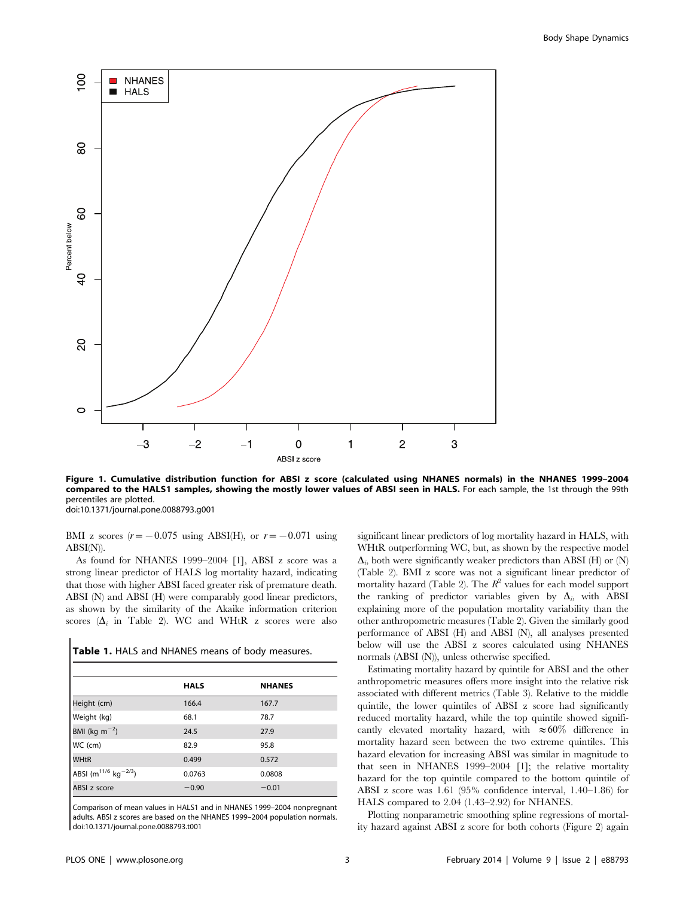**Figure 1. Cumulative distribution function for ABSI z score (calculated using NHANES normals) in the NHANES 1999–2004 compared to the HALS1 samples, showing the mostly lower values of ABSI seen in HALS.** For each sample, the 1st through the 99th percentiles are plotted.
doi:10.1371/journal.pone.0088793.g001

BMI z scores ($r = -0.075$ using ABSI(H), or $r = -0.071$ using ABSI(N)).

As found for NHANES 1999–2004 [1], ABSI z score was a strong linear predictor of HALS log mortality hazard, indicating that those with higher ABSI faced greater risk of premature death. ABSI (N) and ABSI (H) were comparably good linear predictors, as shown by the similarity of the Akaike information criterion scores ($\Delta_i$ in Table 2). WC and WHtR z scores were also significant linear predictors of log mortality hazard in HALS, with WHtR outperforming WC, but, as shown by the respective model $\Delta_i$, both were significantly weaker predictors than ABSI (H) or (N) (Table 2). BMI z score was not a significant linear predictor of mortality hazard (Table 2). The $R^2$ values for each model support the ranking of predictor variables given by $\Delta_i$, with ABSI explaining more of the population mortality variability than the other anthropometric measures (Table 2). Given the similarly good performance of ABSI (H) and ABSI (N), all analyses presented below will use the ABSI z scores calculated using NHANES normals (ABSI (N)), unless otherwise specified.

**Table 1.** HALS and NHANES means of body measures.

| | HALS | NHANES |
|---|---|---|
| Height (cm) | 166.4 | 167.7 |
| Weight (kg) | 68.1 | 78.7 |
| BMI (kg $m^{-2}$) | 24.5 | 27.9 |
| WC (cm) | 82.9 | 95.8 |
| WHtR | 0.499 | 0.572 |
| ABSI ($m^{11/6}$ $kg^{-2/3}$) | 0.0763 | 0.0808 |
| ABSI z score | −0.90 | −0.01 |

Comparison of mean values in HALS1 and in NHANES 1999–2004 nonpregnant adults. ABSI z scores are based on the NHANES 1999–2004 population normals.
doi:10.1371/journal.pone.0088793.t001

Estimating mortality hazard by quintile for ABSI and the other anthropometric measures offers more insight into the relative risk associated with different metrics (Table 3). Relative to the middle quintile, the lower quintiles of ABSI z score had significantly reduced mortality hazard, while the top quintile showed significantly elevated mortality hazard, with $\approx 60\%$ difference in mortality hazard seen between the two extreme quintiles. This hazard elevation for increasing ABSI was similar in magnitude to that seen in NHANES 1999–2004 [1]; the relative mortality hazard for the top quintile compared to the bottom quintile of ABSI z score was 1.61 (95% confidence interval, 1.40–1.86) for HALS compared to 2.04 (1.43–2.92) for NHANES.

Plotting nonparametric smoothing spline regressions of mortality hazard against ABSI z score for both cohorts (Figure 2) again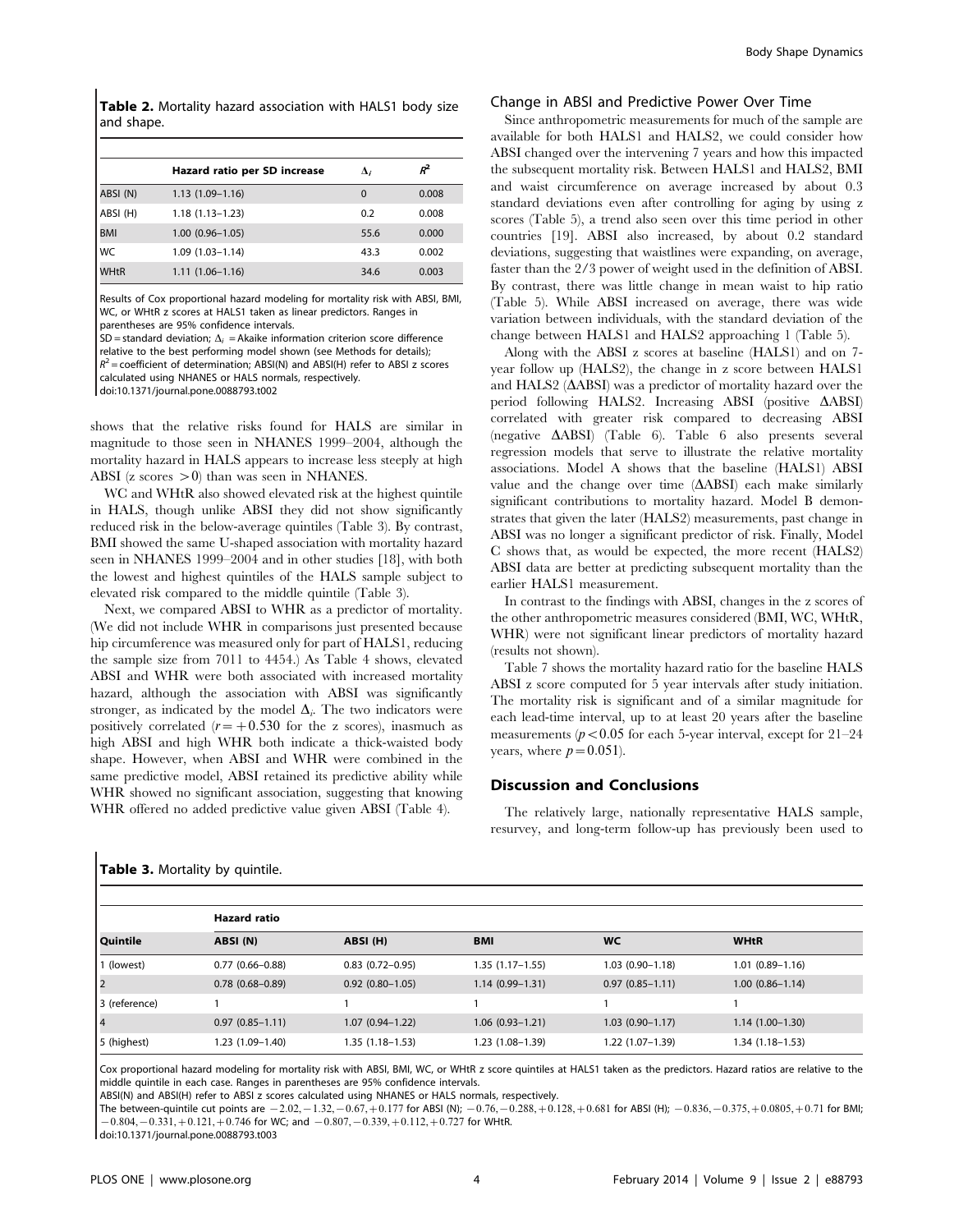**Table 2.** Mortality hazard association with HALS1 body size and shape.

| | Hazard ratio per SD increase | $\Delta_i$ | $R^2$ |
|---|---|---|---|
| ABSI (N) | 1.13 (1.09–1.16) | 0 | 0.008 |
| ABSI (H) | 1.18 (1.13–1.23) | 0.2 | 0.008 |
| BMI | 1.00 (0.96–1.05) | 55.6 | 0.000 |
| WC | 1.09 (1.03–1.14) | 43.3 | 0.002 |
| WHtR | 1.11 (1.06–1.16) | 34.6 | 0.003 |

Results of Cox proportional hazard modeling for mortality risk with ABSI, BMI, WC, or WHtR z scores at HALS1 taken as linear predictors. Ranges in parentheses are 95% confidence intervals.
SD = standard deviation; $\Delta_i$ = Akaike information criterion score difference relative to the best performing model shown (see Methods for details); $R^2$ = coefficient of determination; ABSI(N) and ABSI(H) refer to ABSI z scores calculated using NHANES and HALS normals, respectively.
doi:10.1371/journal.pone.0088793.t002

shows that the relative risks found for HALS are similar in magnitude to those seen in NHANES 1999–2004, although the mortality hazard in HALS appears to increase less steeply at high ABSI (z scores $>0$) than was seen in NHANES.

WC and WHtR also showed elevated risk at the highest quintile in HALS, though unlike ABSI they did not show significantly reduced risk in the below-average quintiles (Table 3). By contrast, BMI showed the same U-shaped association with mortality hazard seen in NHANES 1999–2004 and in other studies [18], with both the lowest and highest quintiles of the HALS sample subject to elevated risk compared to the middle quintile (Table 3).

Next, we compared ABSI to WHR as a predictor of mortality. (We did not include WHR in comparisons just presented because hip circumference was measured only for part of HALS1, reducing the sample size from 7011 to 4454.) As Table 4 shows, elevated ABSI and WHR were both associated with increased mortality hazard, although the association with ABSI was significantly stronger, as indicated by the model $\Delta_i$. The two indicators were positively correlated ($r = +0.530$ for the z scores), inasmuch as high ABSI and high WHR both indicate a thick-waisted body shape. However, when ABSI and WHR were combined in the same predictive model, ABSI retained its predictive ability while WHR showed no significant association, suggesting that knowing WHR offered no added predictive value given ABSI (Table 4).

## Change in ABSI and Predictive Power Over Time

Since anthropometric measurements for much of the sample are available for both HALS1 and HALS2, we could consider how ABSI changed over the intervening 7 years and how this impacted the subsequent mortality risk. Between HALS1 and HALS2, BMI and waist circumference on average increased by about 0.3 standard deviations even after controlling for aging by using z scores (Table 5), a trend also seen over this time period in other countries [19]. ABSI also increased, by about 0.2 standard deviations, suggesting that waistlines were expanding, on average, faster than the 2/3 power of weight used in the definition of ABSI. By contrast, there was little change in mean waist to hip ratio (Table 5). While ABSI increased on average, there was wide variation between individuals, with the standard deviation of the change between HALS1 and HALS2 approaching 1 (Table 5).

Along with the ABSI z scores at baseline (HALS1) and on 7-year follow up (HALS2), the change in z score between HALS1 and HALS2 ($\Delta$ABSI) was a predictor of mortality hazard over the period following HALS2. Increasing ABSI (positive $\Delta$ABSI) correlated with greater risk compared to decreasing ABSI (negative $\Delta$ABSI) (Table 6). Table 6 also presents several regression models that serve to illustrate the relative mortality associations. Model A shows that the baseline (HALS1) ABSI value and the change over time ($\Delta$ABSI) each make similarly significant contributions to mortality hazard. Model B demonstrates that given the later (HALS2) measurements, past change in ABSI was no longer a significant predictor of risk. Finally, Model C shows that, as would be expected, the more recent (HALS2) ABSI data are better at predicting subsequent mortality than the earlier HALS1 measurement.

In contrast to the findings with ABSI, changes in the z scores of the other anthropometric measures considered (BMI, WC, WHtR, WHR) were not significant linear predictors of mortality hazard (results not shown).

Table 7 shows the mortality hazard ratio for the baseline HALS ABSI z score computed for 5 year intervals after study initiation. The mortality risk is significant and of a similar magnitude for each lead-time interval, up to at least 20 years after the baseline measurements ($p<0.05$ for each 5-year interval, except for 21–24 years, where $p = 0.051$).

## Discussion and Conclusions

The relatively large, nationally representative HALS sample, resurvey, and long-term follow-up has previously been used to

**Table 3.** Mortality by quintile.

| | Hazard ratio | | | | |
|---|---|---|---|---|---|
| **Quintile** | **ABSI (N)** | **ABSI (H)** | **BMI** | **WC** | **WHtR** |
| 1 (lowest) | 0.77 (0.66–0.88) | 0.83 (0.72–0.95) | 1.35 (1.17–1.55) | 1.03 (0.90–1.18) | 1.01 (0.89–1.16) |
| 2 | 0.78 (0.68–0.89) | 0.92 (0.80–1.05) | 1.14 (0.99–1.31) | 0.97 (0.85–1.11) | 1.00 (0.86–1.14) |
| 3 (reference) | 1 | 1 | 1 | 1 | 1 |
| 4 | 0.97 (0.85–1.11) | 1.07 (0.94–1.22) | 1.06 (0.93–1.21) | 1.03 (0.90–1.17) | 1.14 (1.00–1.30) |
| 5 (highest) | 1.23 (1.09–1.40) | 1.35 (1.18–1.53) | 1.23 (1.08–1.39) | 1.22 (1.07–1.39) | 1.34 (1.18–1.53) |

Cox proportional hazard modeling for mortality risk with ABSI, BMI, WC, or WHtR z score quintiles at HALS1 taken as the predictors. Hazard ratios are relative to the middle quintile in each case. Ranges in parentheses are 95% confidence intervals.
ABSI(N) and ABSI(H) refer to ABSI z scores calculated using NHANES or HALS normals, respectively.
The between-quintile cut points are $-2.02, -1.32, -0.67, +0.177$ for ABSI (N); $-0.76, -0.288, +0.128, +0.681$ for ABSI (H); $-0.836, -0.375, +0.0805, +0.71$ for BMI; $-0.804, -0.331, +0.121, +0.746$ for WC; and $-0.807, -0.339, +0.112, +0.727$ for WHtR.
doi:10.1371/journal.pone.0088793.t003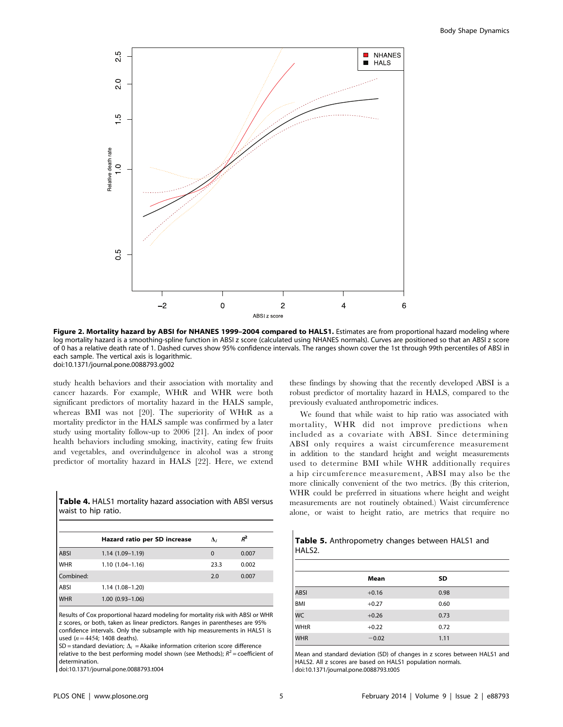Relative death rate

2.5

2.0

1.5

1.0

0.5

−2

0

2

4

6

ABSI z score

NHANES

HALS

**Figure 2. Mortality hazard by ABSI for NHANES 1999–2004 compared to HALS1.** Estimates are from proportional hazard modeling where log mortality hazard is a smoothing-spline function in ABSI z score (calculated using NHANES normals). Curves are positioned so that an ABSI z score of 0 has a relative death rate of 1. Dashed curves show 95% confidence intervals. The ranges shown cover the 1st through 99th percentiles of ABSI in each sample. The vertical axis is logarithmic.
doi:10.1371/journal.pone.0088793.g002

study health behaviors and their association with mortality and cancer hazards. For example, WHtR and WHR were both significant predictors of mortality hazard in the HALS sample, whereas BMI was not [20]. The superiority of WHtR as a mortality predictor in the HALS sample was confirmed by a later study using mortality follow-up to 2006 [21]. An index of poor health behaviors including smoking, inactivity, eating few fruits and vegetables, and overindulgence in alcohol was a strong predictor of mortality hazard in HALS [22]. Here, we extend these findings by showing that the recently developed ABSI is a robust predictor of mortality hazard in HALS, compared to the previously evaluated anthropometric indices.

We found that while waist to hip ratio was associated with mortality, WHR did not improve predictions when included as a covariate with ABSI. Since determining ABSI only requires a waist circumference measurement in addition to the standard height and weight measurements used to determine BMI while WHR additionally requires a hip circumference measurement, ABSI may also be the more clinically convenient of the two metrics. (By this criterion, WHR could be preferred in situations where height and weight measurements are not routinely obtained.) Waist circumference alone, or waist to height ratio, are metrics that require no

**Table 4.** HALS1 mortality hazard association with ABSI versus waist to hip ratio.

| | Hazard ratio per SD increase | $\Delta_i$ | $R^2$ |
|---|---|---|---|
| ABSI | 1.14 (1.09–1.19) | 0 | 0.007 |
| WHR | 1.10 (1.04–1.16) | 23.3 | 0.002 |
| Combined: | | 2.0 | 0.007 |
| ABSI | 1.14 (1.08–1.20) | | |
| WHR | 1.00 (0.93–1.06) | | |

Results of Cox proportional hazard modeling for mortality risk with ABSI or WHR z scores, or both, taken as linear predictors. Ranges in parentheses are 95% confidence intervals. Only the subsample with hip measurements in HALS1 is used ($n = 4454$; 1408 deaths).
SD = standard deviation; $\Delta_i$ = Akaike information criterion score difference relative to the best performing model shown (see Methods); $R^2$ = coefficient of determination.
doi:10.1371/journal.pone.0088793.t004

**Table 5.** Anthropometry changes between HALS1 and HALS2.

| | Mean | SD |
|---|---|---|
| ABSI | +0.16 | 0.98 |
| BMI | +0.27 | 0.60 |
| WC | +0.26 | 0.73 |
| WHtR | +0.22 | 0.72 |
| WHR | −0.02 | 1.11 |

Mean and standard deviation (SD) of changes in z scores between HALS1 and HALS2. All z scores are based on HALS1 population normals.
doi:10.1371/journal.pone.0088793.t005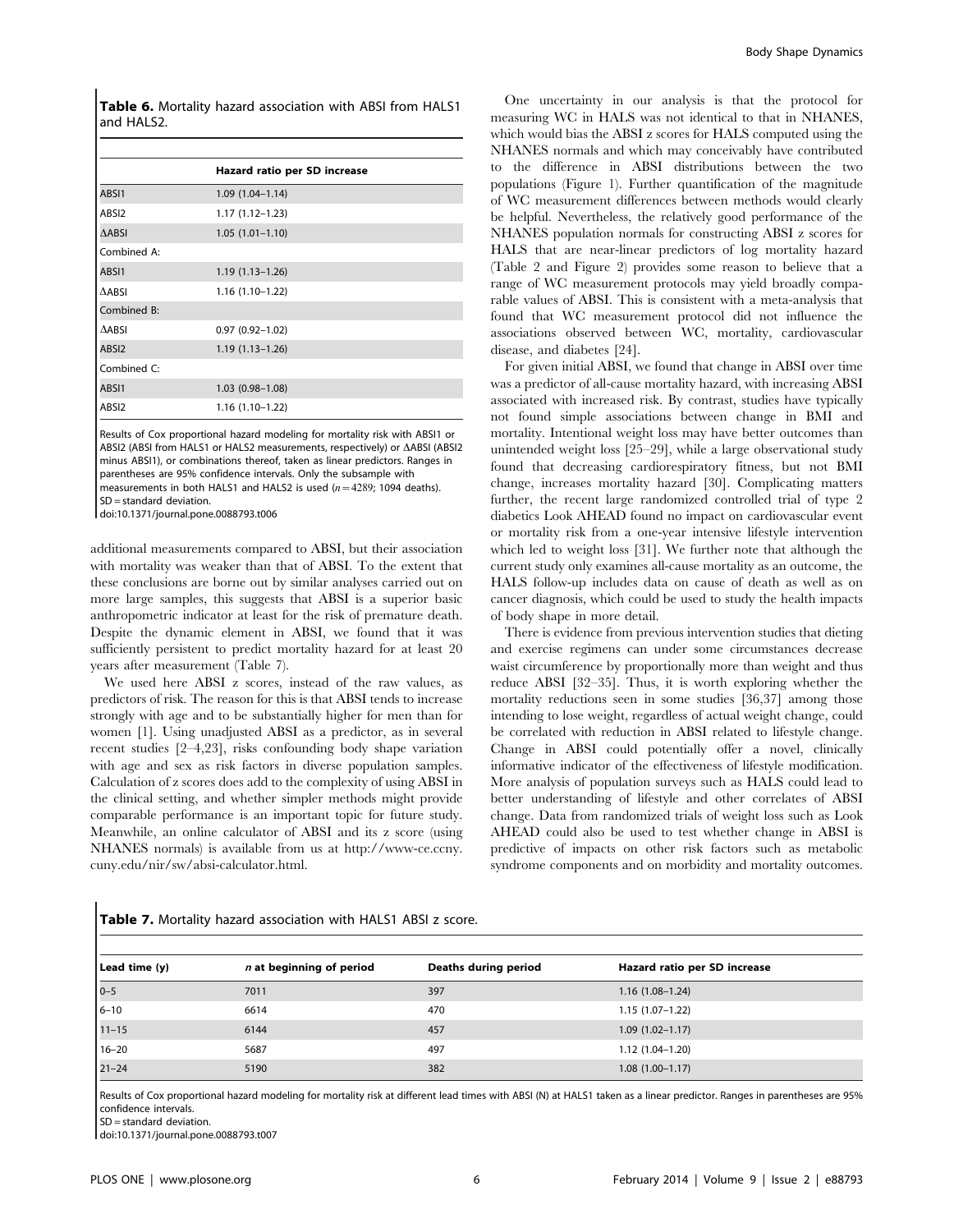**Table 6.** Mortality hazard association with ABSI from HALS1 and HALS2.

| | Hazard ratio per SD increase |
|---|---|
| ABSI1 | 1.09 (1.04–1.14) |
| ABSI2 | 1.17 (1.12–1.23) |
| ΔABSI | 1.05 (1.01–1.10) |
| Combined A: | |
| ABSI1 | 1.19 (1.13–1.26) |
| ΔABSI | 1.16 (1.10–1.22) |
| Combined B: | |
| ΔABSI | 0.97 (0.92–1.02) |
| ABSI2 | 1.19 (1.13–1.26) |
| Combined C: | |
| ABSI1 | 1.03 (0.98–1.08) |
| ABSI2 | 1.16 (1.10–1.22) |

Results of Cox proportional hazard modeling for mortality risk with ABSI1 or ABSI2 (ABSI from HALS1 or HALS2 measurements, respectively) or ΔABSI (ABSI2 minus ABSI1), or combinations thereof, taken as linear predictors. Ranges in parentheses are 95% confidence intervals. Only the subsample with measurements in both HALS1 and HALS2 is used ($n = 4289$; 1094 deaths). SD = standard deviation.
doi:10.1371/journal.pone.0088793.t006

additional measurements compared to ABSI, but their association with mortality was weaker than that of ABSI. To the extent that these conclusions are borne out by similar analyses carried out on more large samples, this suggests that ABSI is a superior basic anthropometric indicator at least for the risk of premature death. Despite the dynamic element in ABSI, we found that it was sufficiently persistent to predict mortality hazard for at least 20 years after measurement (Table 7).

We used here ABSI z scores, instead of the raw values, as predictors of risk. The reason for this is that ABSI tends to increase strongly with age and to be substantially higher for men than for women [1]. Using unadjusted ABSI as a predictor, as in several recent studies [2–4,23], risks confounding body shape variation with age and sex as risk factors in diverse population samples. Calculation of z scores does add to the complexity of using ABSI in the clinical setting, and whether simpler methods might provide comparable performance is an important topic for future study. Meanwhile, an online calculator of ABSI and its z score (using NHANES normals) is available from us at http://www-ce.ccny.cuny.edu/nir/sw/absi-calculator.html.

One uncertainty in our analysis is that the protocol for measuring WC in HALS was not identical to that in NHANES, which would bias the ABSI z scores for HALS computed using the NHANES normals and which may conceivably have contributed to the difference in ABSI distributions between the two populations (Figure 1). Further quantification of the magnitude of WC measurement differences between methods would clearly be helpful. Nevertheless, the relatively good performance of the NHANES population normals for constructing ABSI z scores for HALS that are near-linear predictors of log mortality hazard (Table 2 and Figure 2) provides some reason to believe that a range of WC measurement protocols may yield broadly comparable values of ABSI. This is consistent with a meta-analysis that found that WC measurement protocol did not influence the associations observed between WC, mortality, cardiovascular disease, and diabetes [24].

For given initial ABSI, we found that change in ABSI over time was a predictor of all-cause mortality hazard, with increasing ABSI associated with increased risk. By contrast, studies have typically not found simple associations between change in BMI and mortality. Intentional weight loss may have better outcomes than unintended weight loss [25–29], while a large observational study found that decreasing cardiorespiratory fitness, but not BMI change, increases mortality hazard [30]. Complicating matters further, the recent large randomized controlled trial of type 2 diabetics Look AHEAD found no impact on cardiovascular event or mortality risk from a one-year intensive lifestyle intervention which led to weight loss [31]. We further note that although the current study only examines all-cause mortality as an outcome, the HALS follow-up includes data on cause of death as well as on cancer diagnosis, which could be used to study the health impacts of body shape in more detail.

There is evidence from previous intervention studies that dieting and exercise regimens can under some circumstances decrease waist circumference by proportionally more than weight and thus reduce ABSI [32–35]. Thus, it is worth exploring whether the mortality reductions seen in some studies [36,37] among those intending to lose weight, regardless of actual weight change, could be correlated with reduction in ABSI related to lifestyle change. Change in ABSI could potentially offer a novel, clinically informative indicator of the effectiveness of lifestyle modification. More analysis of population surveys such as HALS could lead to better understanding of lifestyle and other correlates of ABSI change. Data from randomized trials of weight loss such as Look AHEAD could also be used to test whether change in ABSI is predictive of impacts on other risk factors such as metabolic syndrome components and on morbidity and mortality outcomes.

**Table 7.** Mortality hazard association with HALS1 ABSI z score.

| Lead time (y) | *n* at beginning of period | Deaths during period | Hazard ratio per SD increase |
|---|---|---|---|
| 0–5 | 7011 | 397 | 1.16 (1.08–1.24) |
| 6–10 | 6614 | 470 | 1.15 (1.07–1.22) |
| 11–15 | 6144 | 457 | 1.09 (1.02–1.17) |
| 16–20 | 5687 | 497 | 1.12 (1.04–1.20) |
| 21–24 | 5190 | 382 | 1.08 (1.00–1.17) |

Results of Cox proportional hazard modeling for mortality risk at different lead times with ABSI (N) at HALS1 taken as a linear predictor. Ranges in parentheses are 95% confidence intervals.
SD = standard deviation.
doi:10.1371/journal.pone.0088793.t007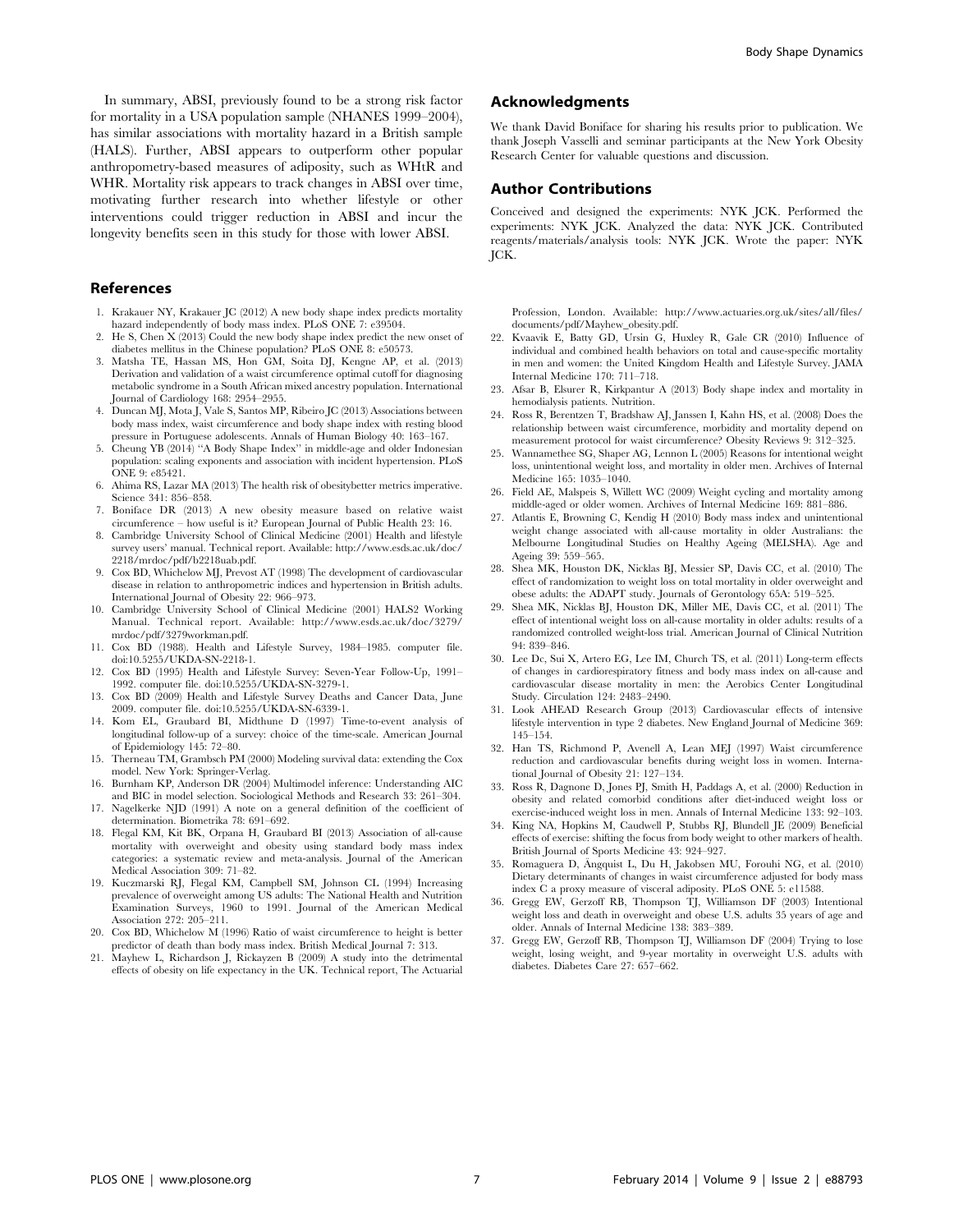In summary, ABSI, previously found to be a strong risk factor for mortality in a USA population sample (NHANES 1999–2004), has similar associations with mortality hazard in a British sample (HALS). Further, ABSI appears to outperform other popular anthropometry-based measures of adiposity, such as WHtR and WHR. Mortality risk appears to track changes in ABSI over time, motivating further research into whether lifestyle or other interventions could trigger reduction in ABSI and incur the longevity benefits seen in this study for those with lower ABSI.

## Acknowledgments

We thank David Boniface for sharing his results prior to publication. We thank Joseph Vasselli and seminar participants at the New York Obesity Research Center for valuable questions and discussion.

## Author Contributions

Conceived and designed the experiments: NYK JCK. Performed the experiments: NYK JCK. Analyzed the data: NYK JCK. Contributed reagents/materials/analysis tools: NYK JCK. Wrote the paper: NYK JCK.

## References

1. Krakauer NY, Krakauer JC (2012) A new body shape index predicts mortality hazard independently of body mass index. PLoS ONE 7: e39504.
2. He S, Chen X (2013) Could the new body shape index predict the new onset of diabetes mellitus in the Chinese population? PLoS ONE 8: e50573.
3. Matsha TE, Hassan MS, Hon GM, Soita DJ, Kengne AP, et al. (2013) Derivation and validation of a waist circumference optimal cutoff for diagnosing metabolic syndrome in a South African mixed ancestry population. International Journal of Cardiology 168: 2954–2955.
4. Duncan MJ, Mota J, Vale S, Santos MP, Ribeiro JC (2013) Associations between body mass index, waist circumference and body shape index with resting blood pressure in Portuguese adolescents. Annals of Human Biology 40: 163–167.
5. Cheung YB (2014) ''A Body Shape Index'' in middle-age and older Indonesian population: scaling exponents and association with incident hypertension. PLoS ONE 9: e85421.
6. Ahima RS, Lazar MA (2013) The health risk of obesitybetter metrics imperative. Science 341: 856–858.
7. Boniface DR (2013) A new obesity measure based on relative waist circumference – how useful is it? European Journal of Public Health 23: 16.
8. Cambridge University School of Clinical Medicine (2001) Health and lifestyle survey users' manual. Technical report. Available: http://www.esds.ac.uk/doc/2218/mrdoc/pdf/b2218uab.pdf.
9. Cox BD, Whichelow MJ, Prevost AT (1998) The development of cardiovascular disease in relation to anthropometric indices and hypertension in British adults. International Journal of Obesity 22: 966–973.
10. Cambridge University School of Clinical Medicine (2001) HALS2 Working Manual. Technical report. Available: http://www.esds.ac.uk/doc/3279/mrdoc/pdf/3279workman.pdf.
11. Cox BD (1988). Health and Lifestyle Survey, 1984–1985. computer file. doi:10.5255/UKDA-SN-2218-1.
12. Cox BD (1995) Health and Lifestyle Survey: Seven-Year Follow-Up, 1991–1992. computer file. doi:10.5255/UKDA-SN-3279-1.
13. Cox BD (2009) Health and Lifestyle Survey Deaths and Cancer Data, June 2009. computer file. doi:10.5255/UKDA-SN-6339-1.
14. Kom EL, Graubard BI, Midthune D (1997) Time-to-event analysis of longitudinal follow-up of a survey: choice of the time-scale. American Journal of Epidemiology 145: 72–80.
15. Therneau TM, Grambsch PM (2000) Modeling survival data: extending the Cox model. New York: Springer-Verlag.
16. Burnham KP, Anderson DR (2004) Multimodel inference: Understanding AIC and BIC in model selection. Sociological Methods and Research 33: 261–304.
17. Nagelkerke NJD (1991) A note on a general definition of the coefficient of determination. Biometrika 78: 691–692.
18. Flegal KM, Kit BK, Orpana H, Graubard BI (2013) Association of all-cause mortality with overweight and obesity using standard body mass index categories: a systematic review and meta-analysis. Journal of the American Medical Association 309: 71–82.
19. Kuczmarski RJ, Flegal KM, Campbell SM, Johnson CL (1994) Increasing prevalence of overweight among US adults: The National Health and Nutrition Examination Surveys, 1960 to 1991. Journal of the American Medical Association 272: 205–211.
20. Cox BD, Whichelow M (1996) Ratio of waist circumference to height is better predictor of death than body mass index. British Medical Journal 7: 313.
21. Mayhew L, Richardson J, Rickayzen B (2009) A study into the detrimental effects of obesity on life expectancy in the UK. Technical report, The Actuarial Profession, London. Available: http://www.actuaries.org.uk/sites/all/files/documents/pdf/Mayhew_obesity.pdf.
22. Kvaavik E, Batty GD, Ursin G, Huxley R, Gale CR (2010) Influence of individual and combined health behaviors on total and cause-specific mortality in men and women: the United Kingdom Health and Lifestyle Survey. JAMA Internal Medicine 170: 711–718.
23. Afsar B, Elsurer R, Kirkpantur A (2013) Body shape index and mortality in hemodialysis patients. Nutrition.
24. Ross R, Berentzen T, Bradshaw AJ, Janssen I, Kahn HS, et al. (2008) Does the relationship between waist circumference, morbidity and mortality depend on measurement protocol for waist circumference? Obesity Reviews 9: 312–325.
25. Wannamethee SG, Shaper AG, Lennon L (2005) Reasons for intentional weight loss, unintentional weight loss, and mortality in older men. Archives of Internal Medicine 165: 1035–1040.
26. Field AE, Malspeis S, Willett WC (2009) Weight cycling and mortality among middle-aged or older women. Archives of Internal Medicine 169: 881–886.
27. Atlantis E, Browning C, Kendig H (2010) Body mass index and unintentional weight change associated with all-cause mortality in older Australians: the Melbourne Longitudinal Studies on Healthy Ageing (MELSHA). Age and Ageing 39: 559–565.
28. Shea MK, Houston DK, Nicklas BJ, Messier SP, Davis CC, et al. (2010) The effect of randomization to weight loss on total mortality in older overweight and obese adults: the ADAPT study. Journals of Gerontology 65A: 519–525.
29. Shea MK, Nicklas BJ, Houston DK, Miller ME, Davis CC, et al. (2011) The effect of intentional weight loss on all-cause mortality in older adults: results of a randomized controlled weight-loss trial. American Journal of Clinical Nutrition 94: 839–846.
30. Lee Dc, Sui X, Artero EG, Lee IM, Church TS, et al. (2011) Long-term effects of changes in cardiorespiratory fitness and body mass index on all-cause and cardiovascular disease mortality in men: the Aerobics Center Longitudinal Study. Circulation 124: 2483–2490.
31. Look AHEAD Research Group (2013) Cardiovascular effects of intensive lifestyle intervention in type 2 diabetes. New England Journal of Medicine 369: 145–154.
32. Han TS, Richmond P, Avenell A, Lean MEJ (1997) Waist circumference reduction and cardiovascular benefits during weight loss in women. International Journal of Obesity 21: 127–134.
33. Ross R, Dagnone D, Jones PJ, Smith H, Paddags A, et al. (2000) Reduction in obesity and related comorbid conditions after diet-induced weight loss or exercise-induced weight loss in men. Annals of Internal Medicine 133: 92–103.
34. King NA, Hopkins M, Caudwell P, Stubbs RJ, Blundell JE (2009) Beneficial effects of exercise: shifting the focus from body weight to other markers of health. British Journal of Sports Medicine 43: 924–927.
35. Romaguera D, Ängquist L, Du H, Jakobsen MU, Forouhi NG, et al. (2010) Dietary determinants of changes in waist circumference adjusted for body mass index C a proxy measure of visceral adiposity. PLoS ONE 5: e11588.
36. Gregg EW, Gerzoff RB, Thompson TJ, Williamson DF (2003) Intentional weight loss and death in overweight and obese U.S. adults 35 years of age and older. Annals of Internal Medicine 138: 383–389.
37. Gregg EW, Gerzoff RB, Thompson TJ, Williamson DF (2004) Trying to lose weight, losing weight, and 9-year mortality in overweight U.S. adults with diabetes. Diabetes Care 27: 657–662.